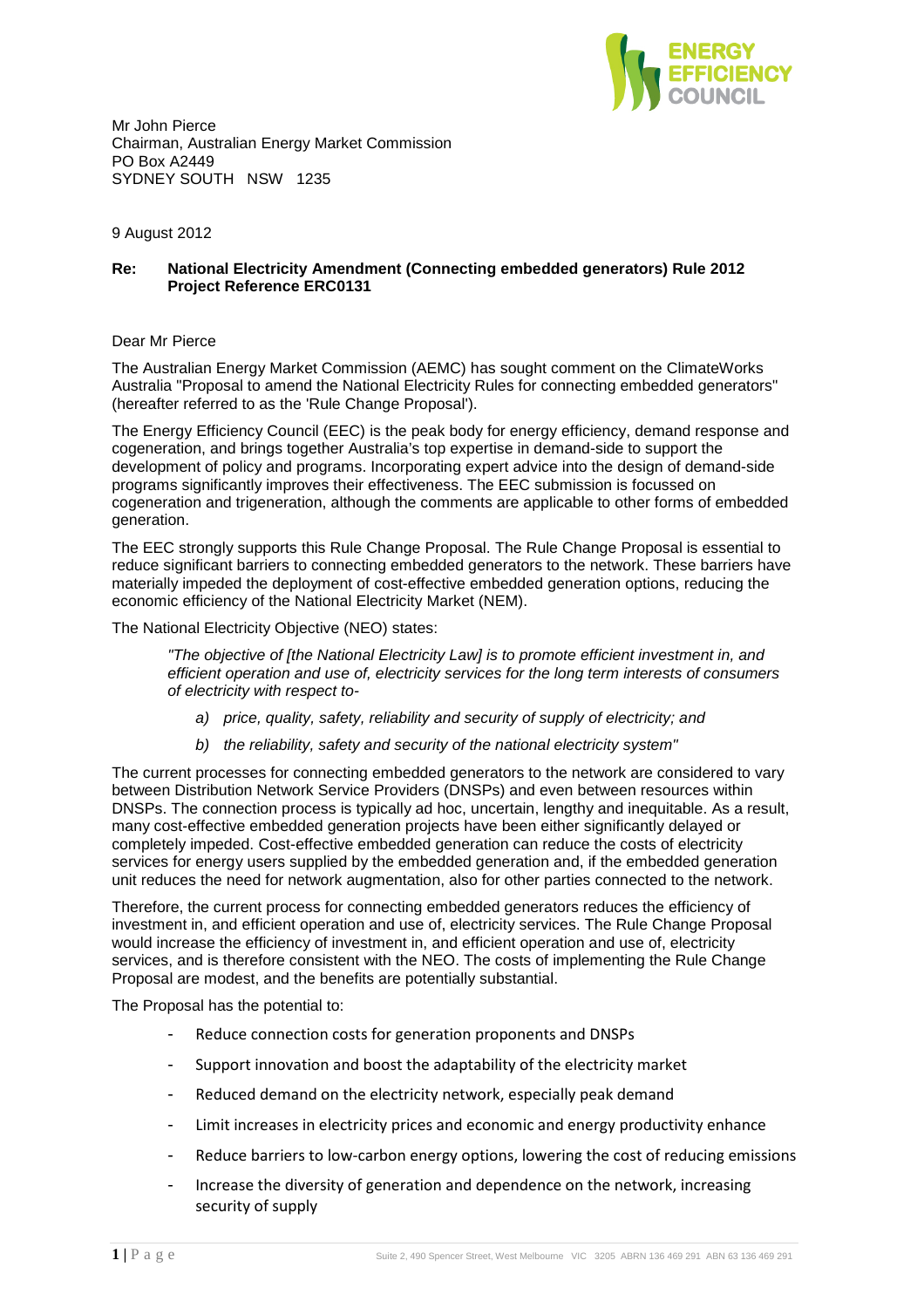Mr John Pierce
Chairman, Australian Energy Market Commission
PO Box A2449
SYDNEY SOUTH NSW 1235

9 August 2012

**Re: National Electricity Amendment (Connecting embedded generators) Rule 2012**
**Project Reference ERC0131**

Dear Mr Pierce

The Australian Energy Market Commission (AEMC) has sought comment on the ClimateWorks Australia "Proposal to amend the National Electricity Rules for connecting embedded generators" (hereafter referred to as the 'Rule Change Proposal').

The Energy Efficiency Council (EEC) is the peak body for energy efficiency, demand response and cogeneration, and brings together Australia's top expertise in demand-side to support the development of policy and programs. Incorporating expert advice into the design of demand-side programs significantly improves their effectiveness. The EEC submission is focussed on cogeneration and trigeneration, although the comments are applicable to other forms of embedded generation.

The EEC strongly supports this Rule Change Proposal. The Rule Change Proposal is essential to reduce significant barriers to connecting embedded generators to the network. These barriers have materially impeded the deployment of cost-effective embedded generation options, reducing the economic efficiency of the National Electricity Market (NEM).

The National Electricity Objective (NEO) states:

> *"The objective of [the National Electricity Law] is to promote efficient investment in, and efficient operation and use of, electricity services for the long term interests of consumers of electricity with respect to-*
>
> *a) price, quality, safety, reliability and security of supply of electricity; and*
>
> *b) the reliability, safety and security of the national electricity system"*

The current processes for connecting embedded generators to the network are considered to vary between Distribution Network Service Providers (DNSPs) and even between resources within DNSPs. The connection process is typically ad hoc, uncertain, lengthy and inequitable. As a result, many cost-effective embedded generation projects have been either significantly delayed or completely impeded. Cost-effective embedded generation can reduce the costs of electricity services for energy users supplied by the embedded generation and, if the embedded generation unit reduces the need for network augmentation, also for other parties connected to the network.

Therefore, the current process for connecting embedded generators reduces the efficiency of investment in, and efficient operation and use of, electricity services. The Rule Change Proposal would increase the efficiency of investment in, and efficient operation and use of, electricity services, and is therefore consistent with the NEO. The costs of implementing the Rule Change Proposal are modest, and the benefits are potentially substantial.

The Proposal has the potential to:

- Reduce connection costs for generation proponents and DNSPs
- Support innovation and boost the adaptability of the electricity market
- Reduced demand on the electricity network, especially peak demand
- Limit increases in electricity prices and economic and energy productivity enhance
- Reduce barriers to low-carbon energy options, lowering the cost of reducing emissions
- Increase the diversity of generation and dependence on the network, increasing security of supply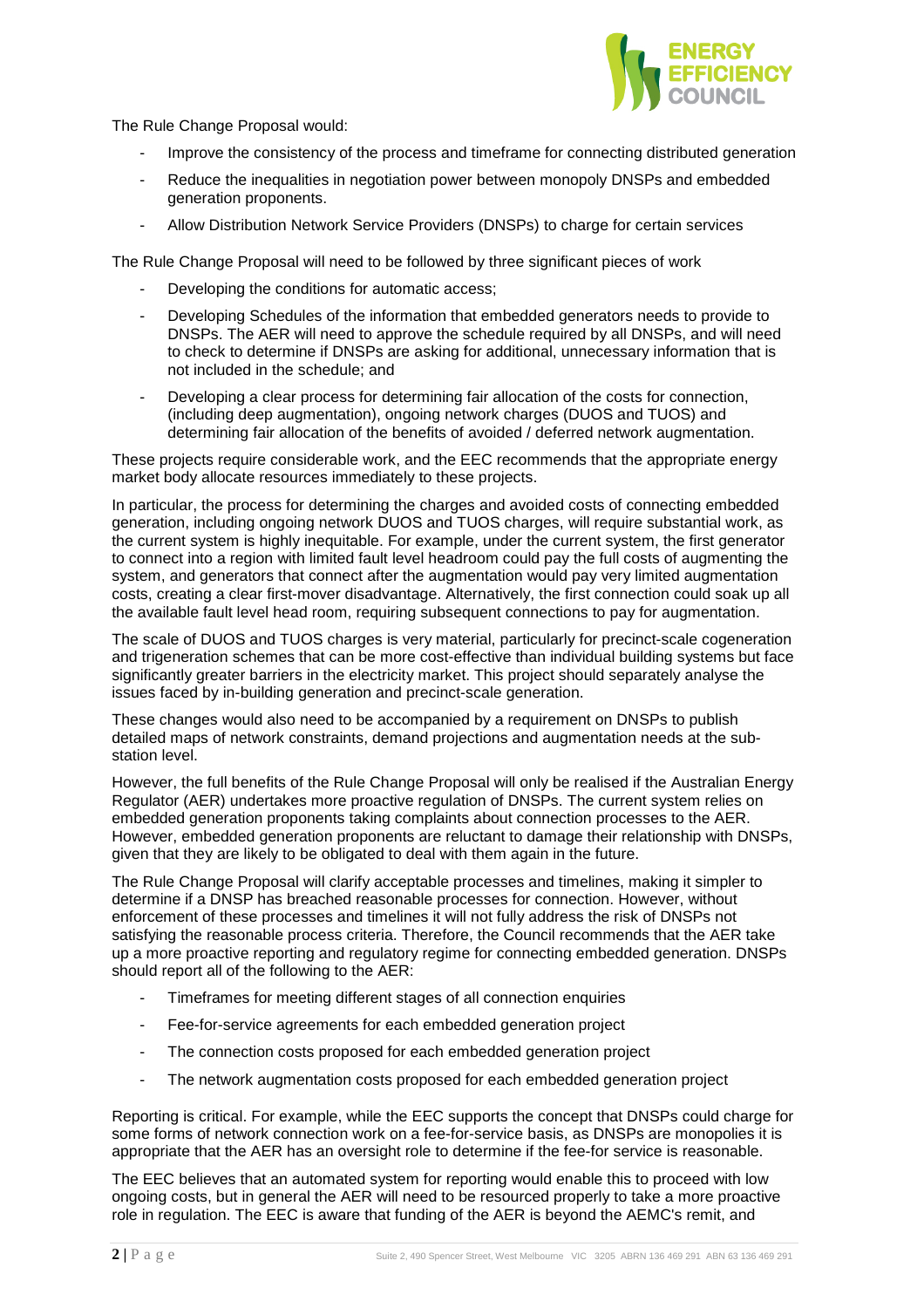The Rule Change Proposal would:

- Improve the consistency of the process and timeframe for connecting distributed generation
- Reduce the inequalities in negotiation power between monopoly DNSPs and embedded generation proponents.
- Allow Distribution Network Service Providers (DNSPs) to charge for certain services

The Rule Change Proposal will need to be followed by three significant pieces of work

- Developing the conditions for automatic access;
- Developing Schedules of the information that embedded generators needs to provide to DNSPs. The AER will need to approve the schedule required by all DNSPs, and will need to check to determine if DNSPs are asking for additional, unnecessary information that is not included in the schedule; and
- Developing a clear process for determining fair allocation of the costs for connection, (including deep augmentation), ongoing network charges (DUOS and TUOS) and determining fair allocation of the benefits of avoided / deferred network augmentation.

These projects require considerable work, and the EEC recommends that the appropriate energy market body allocate resources immediately to these projects.

In particular, the process for determining the charges and avoided costs of connecting embedded generation, including ongoing network DUOS and TUOS charges, will require substantial work, as the current system is highly inequitable. For example, under the current system, the first generator to connect into a region with limited fault level headroom could pay the full costs of augmenting the system, and generators that connect after the augmentation would pay very limited augmentation costs, creating a clear first-mover disadvantage. Alternatively, the first connection could soak up all the available fault level head room, requiring subsequent connections to pay for augmentation.

The scale of DUOS and TUOS charges is very material, particularly for precinct-scale cogeneration and trigeneration schemes that can be more cost-effective than individual building systems but face significantly greater barriers in the electricity market. This project should separately analyse the issues faced by in-building generation and precinct-scale generation.

These changes would also need to be accompanied by a requirement on DNSPs to publish detailed maps of network constraints, demand projections and augmentation needs at the sub-station level.

However, the full benefits of the Rule Change Proposal will only be realised if the Australian Energy Regulator (AER) undertakes more proactive regulation of DNSPs. The current system relies on embedded generation proponents taking complaints about connection processes to the AER. However, embedded generation proponents are reluctant to damage their relationship with DNSPs, given that they are likely to be obligated to deal with them again in the future.

The Rule Change Proposal will clarify acceptable processes and timelines, making it simpler to determine if a DNSP has breached reasonable processes for connection. However, without enforcement of these processes and timelines it will not fully address the risk of DNSPs not satisfying the reasonable process criteria. Therefore, the Council recommends that the AER take up a more proactive reporting and regulatory regime for connecting embedded generation. DNSPs should report all of the following to the AER:

- Timeframes for meeting different stages of all connection enquiries
- Fee-for-service agreements for each embedded generation project
- The connection costs proposed for each embedded generation project
- The network augmentation costs proposed for each embedded generation project

Reporting is critical. For example, while the EEC supports the concept that DNSPs could charge for some forms of network connection work on a fee-for-service basis, as DNSPs are monopolies it is appropriate that the AER has an oversight role to determine if the fee-for service is reasonable.

The EEC believes that an automated system for reporting would enable this to proceed with low ongoing costs, but in general the AER will need to be resourced properly to take a more proactive role in regulation. The EEC is aware that funding of the AER is beyond the AEMC's remit, and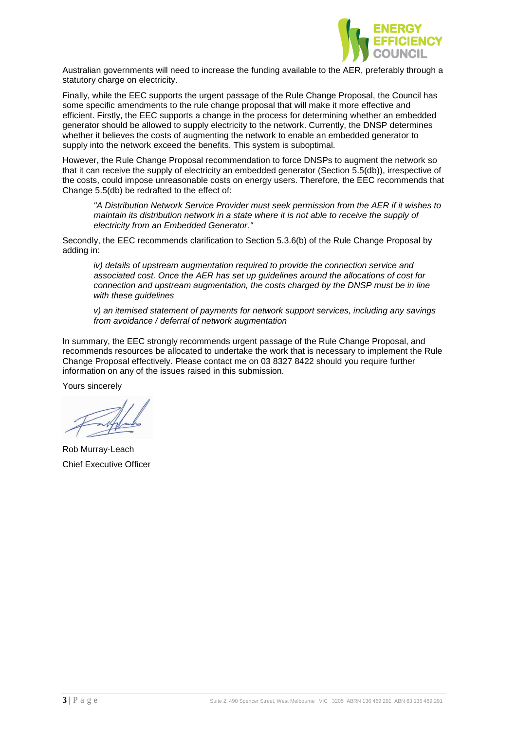Australian governments will need to increase the funding available to the AER, preferably through a statutory charge on electricity.

Finally, while the EEC supports the urgent passage of the Rule Change Proposal, the Council has some specific amendments to the rule change proposal that will make it more effective and efficient. Firstly, the EEC supports a change in the process for determining whether an embedded generator should be allowed to supply electricity to the network. Currently, the DNSP determines whether it believes the costs of augmenting the network to enable an embedded generator to supply into the network exceed the benefits. This system is suboptimal.

However, the Rule Change Proposal recommendation to force DNSPs to augment the network so that it can receive the supply of electricity an embedded generator (Section 5.5(db)), irrespective of the costs, could impose unreasonable costs on energy users. Therefore, the EEC recommends that Change 5.5(db) be redrafted to the effect of:

> *"A Distribution Network Service Provider must seek permission from the AER if it wishes to maintain its distribution network in a state where it is not able to receive the supply of electricity from an Embedded Generator."*

Secondly, the EEC recommends clarification to Section 5.3.6(b) of the Rule Change Proposal by adding in:

> *iv) details of upstream augmentation required to provide the connection service and associated cost. Once the AER has set up guidelines around the allocations of cost for connection and upstream augmentation, the costs charged by the DNSP must be in line with these guidelines*
>
> *v) an itemised statement of payments for network support services, including any savings from avoidance / deferral of network augmentation*

In summary, the EEC strongly recommends urgent passage of the Rule Change Proposal, and recommends resources be allocated to undertake the work that is necessary to implement the Rule Change Proposal effectively. Please contact me on 03 8327 8422 should you require further information on any of the issues raised in this submission.

Yours sincerely

Rob Murray-Leach
Chief Executive Officer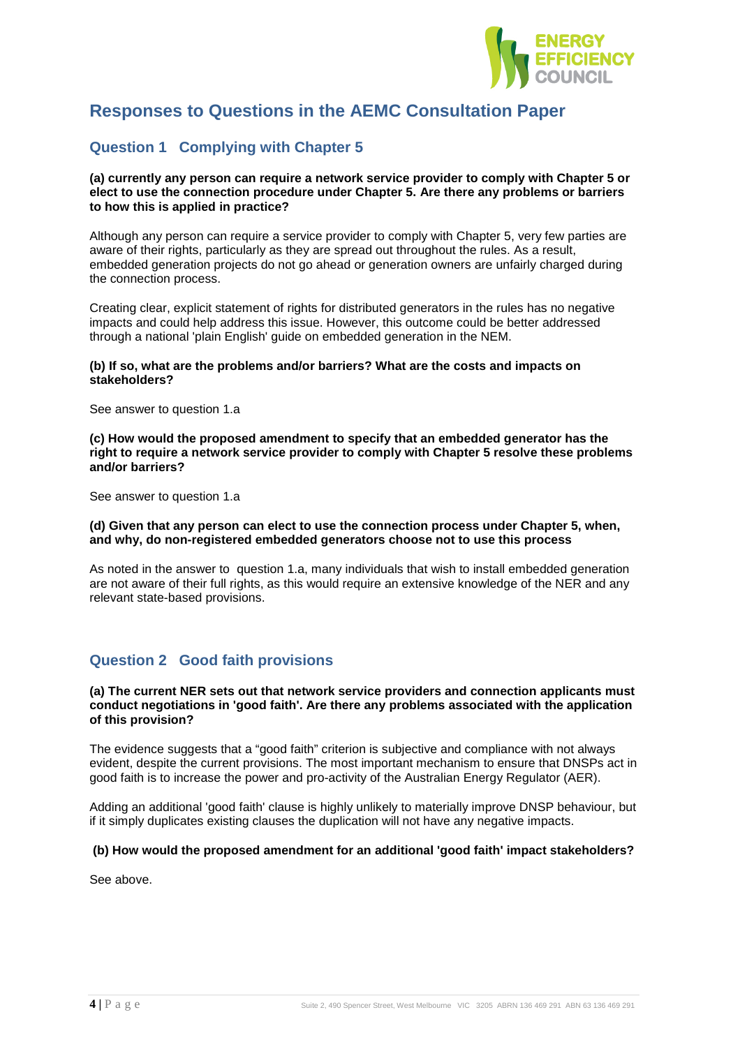## Responses to Questions in the AEMC Consultation Paper

### Question 1 Complying with Chapter 5

**(a) currently any person can require a network service provider to comply with Chapter 5 or elect to use the connection procedure under Chapter 5. Are there any problems or barriers to how this is applied in practice?**

Although any person can require a service provider to comply with Chapter 5, very few parties are aware of their rights, particularly as they are spread out throughout the rules. As a result, embedded generation projects do not go ahead or generation owners are unfairly charged during the connection process.

Creating clear, explicit statement of rights for distributed generators in the rules has no negative impacts and could help address this issue. However, this outcome could be better addressed through a national 'plain English' guide on embedded generation in the NEM.

**(b) If so, what are the problems and/or barriers? What are the costs and impacts on stakeholders?**

See answer to question 1.a

**(c) How would the proposed amendment to specify that an embedded generator has the right to require a network service provider to comply with Chapter 5 resolve these problems and/or barriers?**

See answer to question 1.a

**(d) Given that any person can elect to use the connection process under Chapter 5, when, and why, do non-registered embedded generators choose not to use this process**

As noted in the answer to question 1.a, many individuals that wish to install embedded generation are not aware of their full rights, as this would require an extensive knowledge of the NER and any relevant state-based provisions.

### Question 2 Good faith provisions

**(a) The current NER sets out that network service providers and connection applicants must conduct negotiations in 'good faith'. Are there any problems associated with the application of this provision?**

The evidence suggests that a "good faith" criterion is subjective and compliance with not always evident, despite the current provisions. The most important mechanism to ensure that DNSPs act in good faith is to increase the power and pro-activity of the Australian Energy Regulator (AER).

Adding an additional 'good faith' clause is highly unlikely to materially improve DNSP behaviour, but if it simply duplicates existing clauses the duplication will not have any negative impacts.

**(b) How would the proposed amendment for an additional 'good faith' impact stakeholders?**

See above.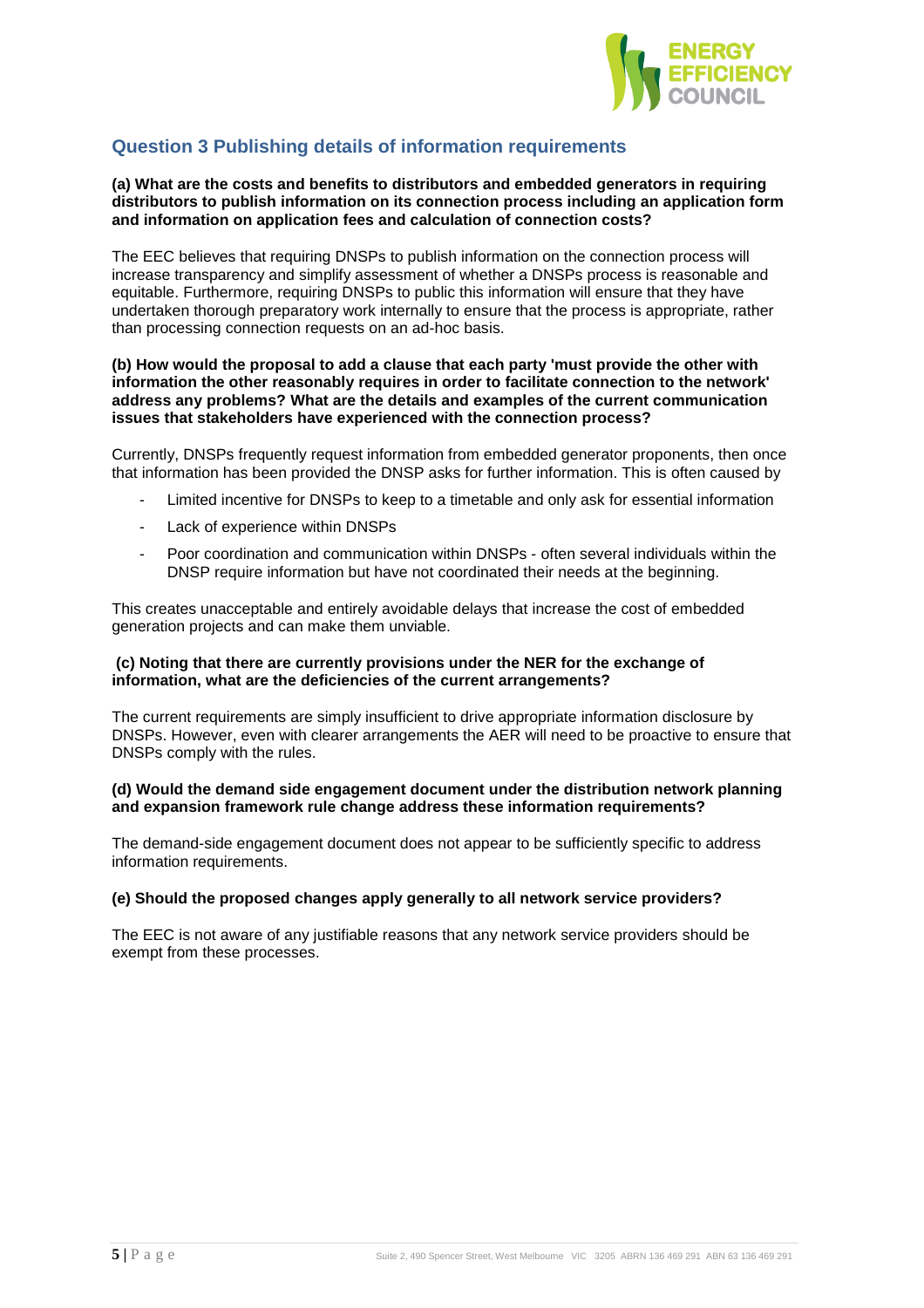## Question 3 Publishing details of information requirements

**(a) What are the costs and benefits to distributors and embedded generators in requiring distributors to publish information on its connection process including an application form and information on application fees and calculation of connection costs?**

The EEC believes that requiring DNSPs to publish information on the connection process will increase transparency and simplify assessment of whether a DNSPs process is reasonable and equitable. Furthermore, requiring DNSPs to public this information will ensure that they have undertaken thorough preparatory work internally to ensure that the process is appropriate, rather than processing connection requests on an ad-hoc basis.

**(b) How would the proposal to add a clause that each party 'must provide the other with information the other reasonably requires in order to facilitate connection to the network' address any problems? What are the details and examples of the current communication issues that stakeholders have experienced with the connection process?**

Currently, DNSPs frequently request information from embedded generator proponents, then once that information has been provided the DNSP asks for further information. This is often caused by

- Limited incentive for DNSPs to keep to a timetable and only ask for essential information
- Lack of experience within DNSPs
- Poor coordination and communication within DNSPs - often several individuals within the DNSP require information but have not coordinated their needs at the beginning.

This creates unacceptable and entirely avoidable delays that increase the cost of embedded generation projects and can make them unviable.

**(c) Noting that there are currently provisions under the NER for the exchange of information, what are the deficiencies of the current arrangements?**

The current requirements are simply insufficient to drive appropriate information disclosure by DNSPs. However, even with clearer arrangements the AER will need to be proactive to ensure that DNSPs comply with the rules.

**(d) Would the demand side engagement document under the distribution network planning and expansion framework rule change address these information requirements?**

The demand-side engagement document does not appear to be sufficiently specific to address information requirements.

**(e) Should the proposed changes apply generally to all network service providers?**

The EEC is not aware of any justifiable reasons that any network service providers should be exempt from these processes.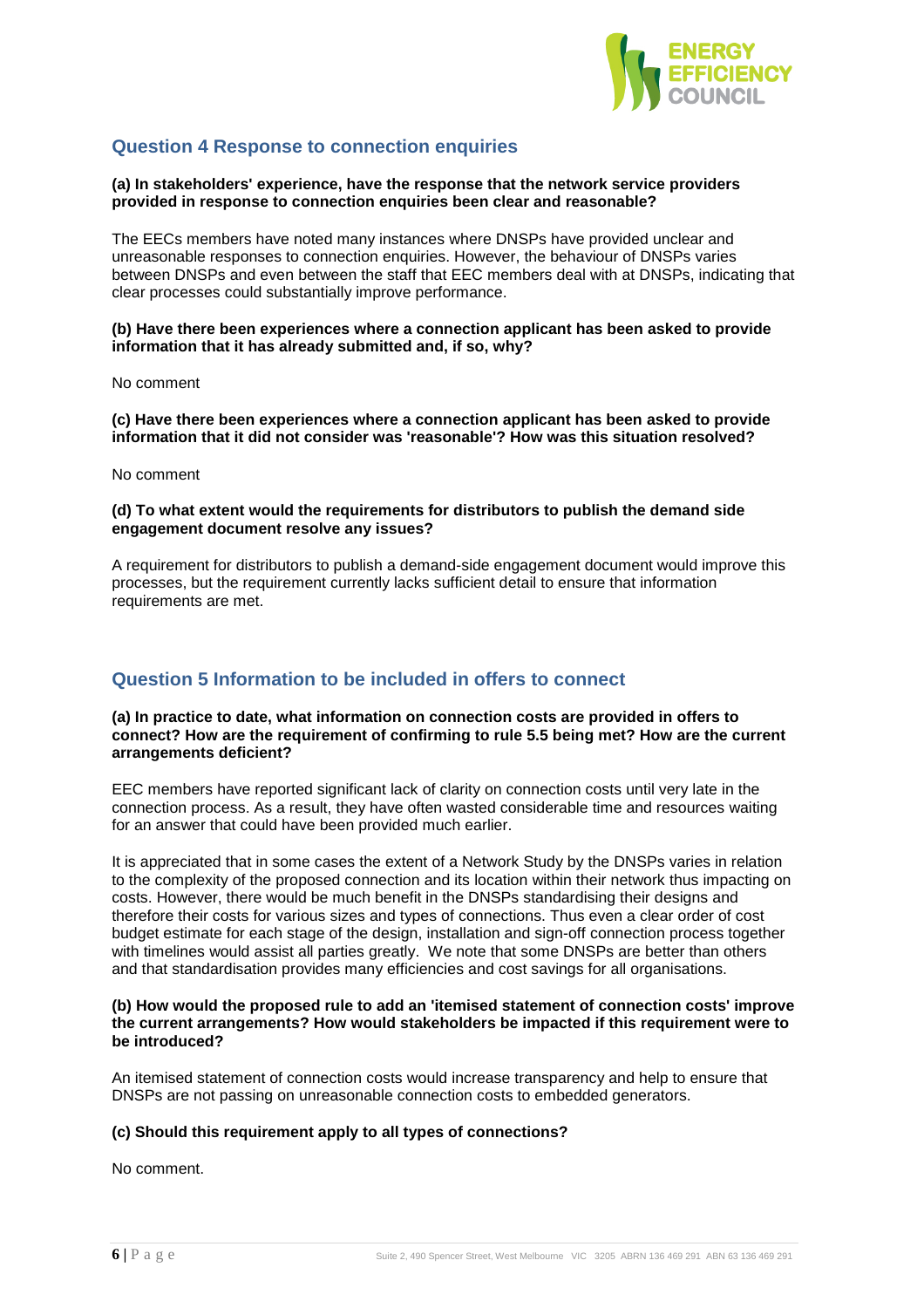## Question 4 Response to connection enquiries

**(a) In stakeholders' experience, have the response that the network service providers provided in response to connection enquiries been clear and reasonable?**

The EECs members have noted many instances where DNSPs have provided unclear and unreasonable responses to connection enquiries. However, the behaviour of DNSPs varies between DNSPs and even between the staff that EEC members deal with at DNSPs, indicating that clear processes could substantially improve performance.

**(b) Have there been experiences where a connection applicant has been asked to provide information that it has already submitted and, if so, why?**

No comment

**(c) Have there been experiences where a connection applicant has been asked to provide information that it did not consider was 'reasonable'? How was this situation resolved?**

No comment

**(d) To what extent would the requirements for distributors to publish the demand side engagement document resolve any issues?**

A requirement for distributors to publish a demand-side engagement document would improve this processes, but the requirement currently lacks sufficient detail to ensure that information requirements are met.

## Question 5 Information to be included in offers to connect

**(a) In practice to date, what information on connection costs are provided in offers to connect? How are the requirement of confirming to rule 5.5 being met? How are the current arrangements deficient?**

EEC members have reported significant lack of clarity on connection costs until very late in the connection process. As a result, they have often wasted considerable time and resources waiting for an answer that could have been provided much earlier.

It is appreciated that in some cases the extent of a Network Study by the DNSPs varies in relation to the complexity of the proposed connection and its location within their network thus impacting on costs. However, there would be much benefit in the DNSPs standardising their designs and therefore their costs for various sizes and types of connections. Thus even a clear order of cost budget estimate for each stage of the design, installation and sign-off connection process together with timelines would assist all parties greatly. We note that some DNSPs are better than others and that standardisation provides many efficiencies and cost savings for all organisations.

**(b) How would the proposed rule to add an 'itemised statement of connection costs' improve the current arrangements? How would stakeholders be impacted if this requirement were to be introduced?**

An itemised statement of connection costs would increase transparency and help to ensure that DNSPs are not passing on unreasonable connection costs to embedded generators.

**(c) Should this requirement apply to all types of connections?**

No comment.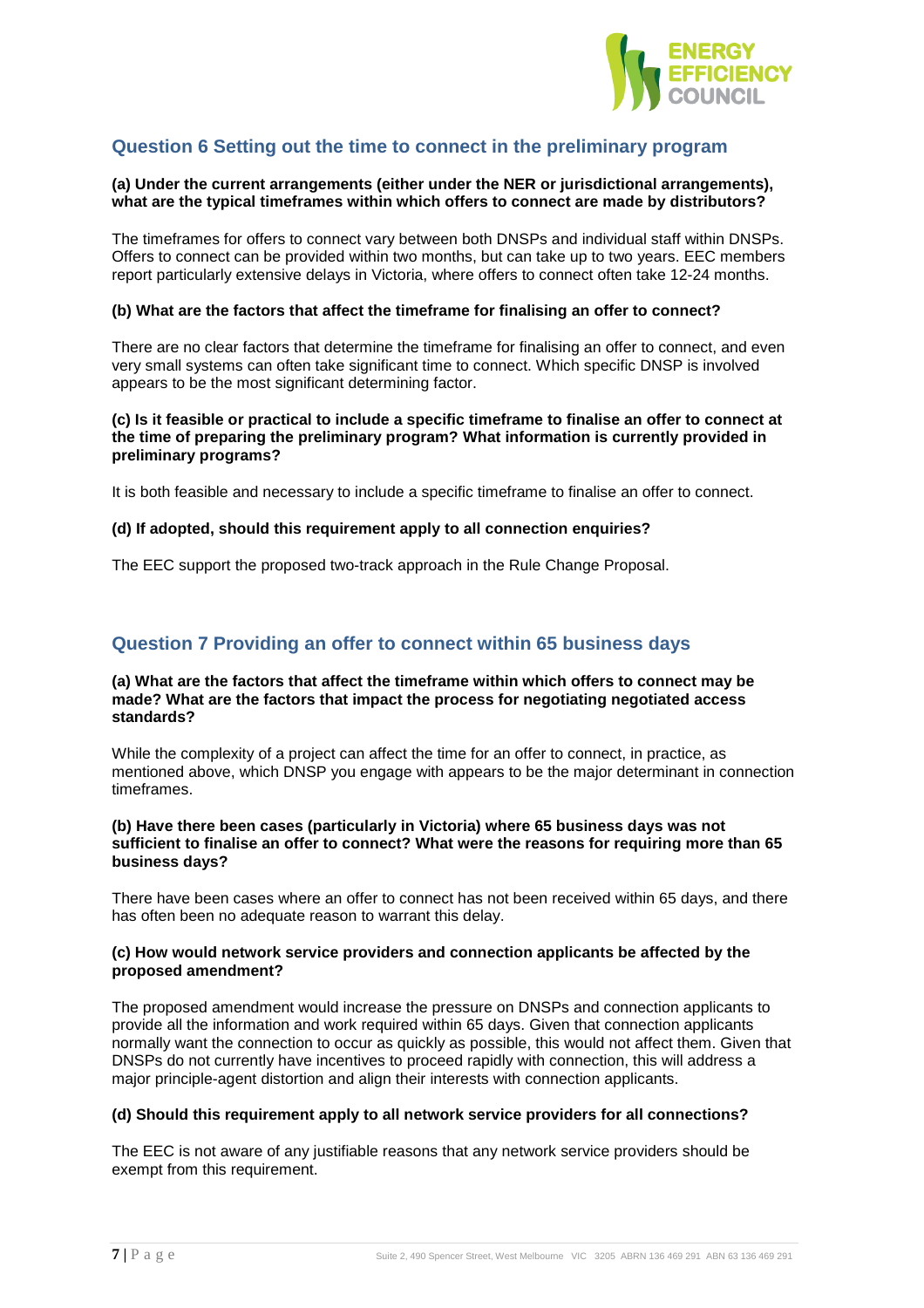## Question 6 Setting out the time to connect in the preliminary program

**(a) Under the current arrangements (either under the NER or jurisdictional arrangements), what are the typical timeframes within which offers to connect are made by distributors?**

The timeframes for offers to connect vary between both DNSPs and individual staff within DNSPs. Offers to connect can be provided within two months, but can take up to two years. EEC members report particularly extensive delays in Victoria, where offers to connect often take 12-24 months.

**(b) What are the factors that affect the timeframe for finalising an offer to connect?**

There are no clear factors that determine the timeframe for finalising an offer to connect, and even very small systems can often take significant time to connect. Which specific DNSP is involved appears to be the most significant determining factor.

**(c) Is it feasible or practical to include a specific timeframe to finalise an offer to connect at the time of preparing the preliminary program? What information is currently provided in preliminary programs?**

It is both feasible and necessary to include a specific timeframe to finalise an offer to connect.

**(d) If adopted, should this requirement apply to all connection enquiries?**

The EEC support the proposed two-track approach in the Rule Change Proposal.

## Question 7 Providing an offer to connect within 65 business days

**(a) What are the factors that affect the timeframe within which offers to connect may be made? What are the factors that impact the process for negotiating negotiated access standards?**

While the complexity of a project can affect the time for an offer to connect, in practice, as mentioned above, which DNSP you engage with appears to be the major determinant in connection timeframes.

**(b) Have there been cases (particularly in Victoria) where 65 business days was not sufficient to finalise an offer to connect? What were the reasons for requiring more than 65 business days?**

There have been cases where an offer to connect has not been received within 65 days, and there has often been no adequate reason to warrant this delay.

**(c) How would network service providers and connection applicants be affected by the proposed amendment?**

The proposed amendment would increase the pressure on DNSPs and connection applicants to provide all the information and work required within 65 days. Given that connection applicants normally want the connection to occur as quickly as possible, this would not affect them. Given that DNSPs do not currently have incentives to proceed rapidly with connection, this will address a major principle-agent distortion and align their interests with connection applicants.

**(d) Should this requirement apply to all network service providers for all connections?**

The EEC is not aware of any justifiable reasons that any network service providers should be exempt from this requirement.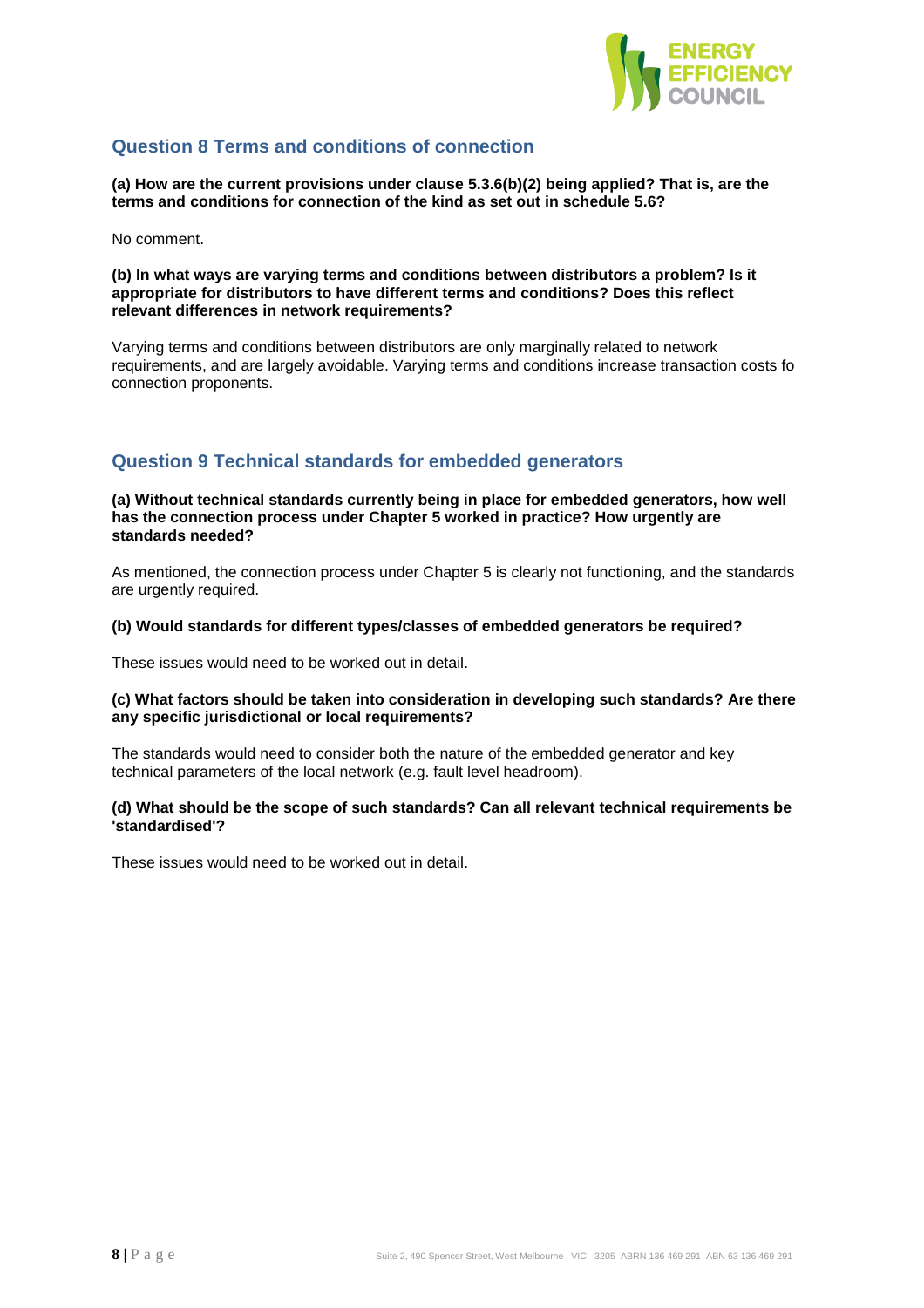## Question 8 Terms and conditions of connection

**(a) How are the current provisions under clause 5.3.6(b)(2) being applied? That is, are the terms and conditions for connection of the kind as set out in schedule 5.6?**

No comment.

**(b) In what ways are varying terms and conditions between distributors a problem? Is it appropriate for distributors to have different terms and conditions? Does this reflect relevant differences in network requirements?**

Varying terms and conditions between distributors are only marginally related to network requirements, and are largely avoidable. Varying terms and conditions increase transaction costs fo connection proponents.

## Question 9 Technical standards for embedded generators

**(a) Without technical standards currently being in place for embedded generators, how well has the connection process under Chapter 5 worked in practice? How urgently are standards needed?**

As mentioned, the connection process under Chapter 5 is clearly not functioning, and the standards are urgently required.

**(b) Would standards for different types/classes of embedded generators be required?**

These issues would need to be worked out in detail.

**(c) What factors should be taken into consideration in developing such standards? Are there any specific jurisdictional or local requirements?**

The standards would need to consider both the nature of the embedded generator and key technical parameters of the local network (e.g. fault level headroom).

**(d) What should be the scope of such standards? Can all relevant technical requirements be 'standardised'?**

These issues would need to be worked out in detail.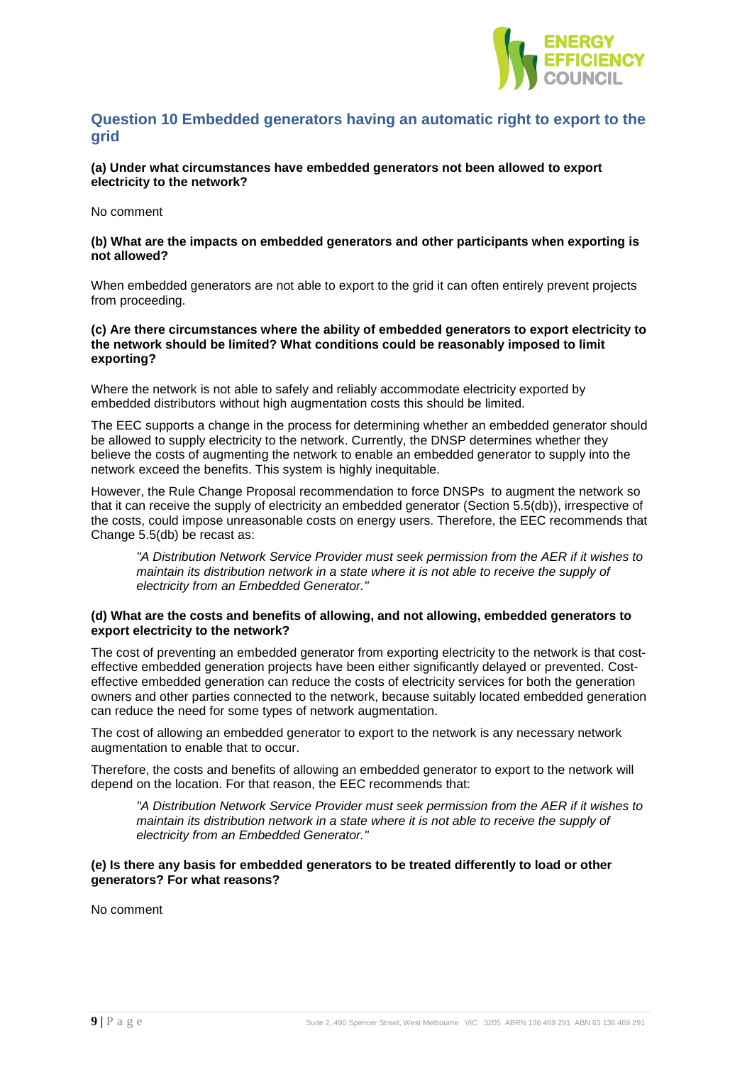## Question 10 Embedded generators having an automatic right to export to the grid

**(a) Under what circumstances have embedded generators not been allowed to export electricity to the network?**

No comment

**(b) What are the impacts on embedded generators and other participants when exporting is not allowed?**

When embedded generators are not able to export to the grid it can often entirely prevent projects from proceeding.

**(c) Are there circumstances where the ability of embedded generators to export electricity to the network should be limited? What conditions could be reasonably imposed to limit exporting?**

Where the network is not able to safely and reliably accommodate electricity exported by embedded distributors without high augmentation costs this should be limited.

The EEC supports a change in the process for determining whether an embedded generator should be allowed to supply electricity to the network. Currently, the DNSP determines whether they believe the costs of augmenting the network to enable an embedded generator to supply into the network exceed the benefits. This system is highly inequitable.

However, the Rule Change Proposal recommendation to force DNSPs to augment the network so that it can receive the supply of electricity an embedded generator (Section 5.5(db)), irrespective of the costs, could impose unreasonable costs on energy users. Therefore, the EEC recommends that Change 5.5(db) be recast as:

> *"A Distribution Network Service Provider must seek permission from the AER if it wishes to maintain its distribution network in a state where it is not able to receive the supply of electricity from an Embedded Generator."*

**(d) What are the costs and benefits of allowing, and not allowing, embedded generators to export electricity to the network?**

The cost of preventing an embedded generator from exporting electricity to the network is that cost-effective embedded generation projects have been either significantly delayed or prevented. Cost-effective embedded generation can reduce the costs of electricity services for both the generation owners and other parties connected to the network, because suitably located embedded generation can reduce the need for some types of network augmentation.

The cost of allowing an embedded generator to export to the network is any necessary network augmentation to enable that to occur.

Therefore, the costs and benefits of allowing an embedded generator to export to the network will depend on the location. For that reason, the EEC recommends that:

> *"A Distribution Network Service Provider must seek permission from the AER if it wishes to maintain its distribution network in a state where it is not able to receive the supply of electricity from an Embedded Generator."*

**(e) Is there any basis for embedded generators to be treated differently to load or other generators? For what reasons?**

No comment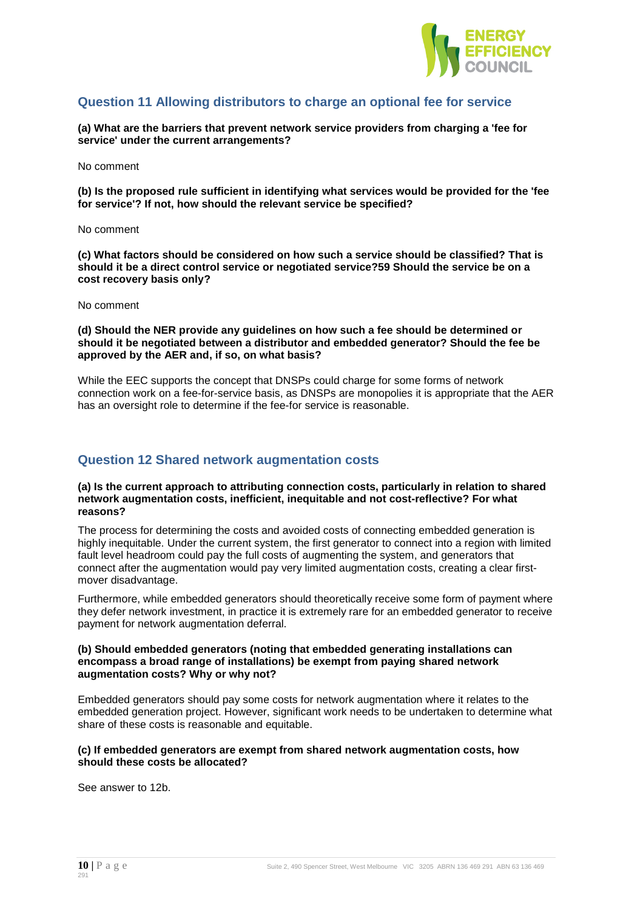## Question 11 Allowing distributors to charge an optional fee for service

**(a) What are the barriers that prevent network service providers from charging a 'fee for service' under the current arrangements?**

No comment

**(b) Is the proposed rule sufficient in identifying what services would be provided for the 'fee for service'? If not, how should the relevant service be specified?**

No comment

**(c) What factors should be considered on how such a service should be classified? That is should it be a direct control service or negotiated service?59 Should the service be on a cost recovery basis only?**

No comment

**(d) Should the NER provide any guidelines on how such a fee should be determined or should it be negotiated between a distributor and embedded generator? Should the fee be approved by the AER and, if so, on what basis?**

While the EEC supports the concept that DNSPs could charge for some forms of network connection work on a fee-for-service basis, as DNSPs are monopolies it is appropriate that the AER has an oversight role to determine if the fee-for service is reasonable.

## Question 12 Shared network augmentation costs

**(a) Is the current approach to attributing connection costs, particularly in relation to shared network augmentation costs, inefficient, inequitable and not cost-reflective? For what reasons?**

The process for determining the costs and avoided costs of connecting embedded generation is highly inequitable. Under the current system, the first generator to connect into a region with limited fault level headroom could pay the full costs of augmenting the system, and generators that connect after the augmentation would pay very limited augmentation costs, creating a clear first-mover disadvantage.

Furthermore, while embedded generators should theoretically receive some form of payment where they defer network investment, in practice it is extremely rare for an embedded generator to receive payment for network augmentation deferral.

**(b) Should embedded generators (noting that embedded generating installations can encompass a broad range of installations) be exempt from paying shared network augmentation costs? Why or why not?**

Embedded generators should pay some costs for network augmentation where it relates to the embedded generation project. However, significant work needs to be undertaken to determine what share of these costs is reasonable and equitable.

**(c) If embedded generators are exempt from shared network augmentation costs, how should these costs be allocated?**

See answer to 12b.